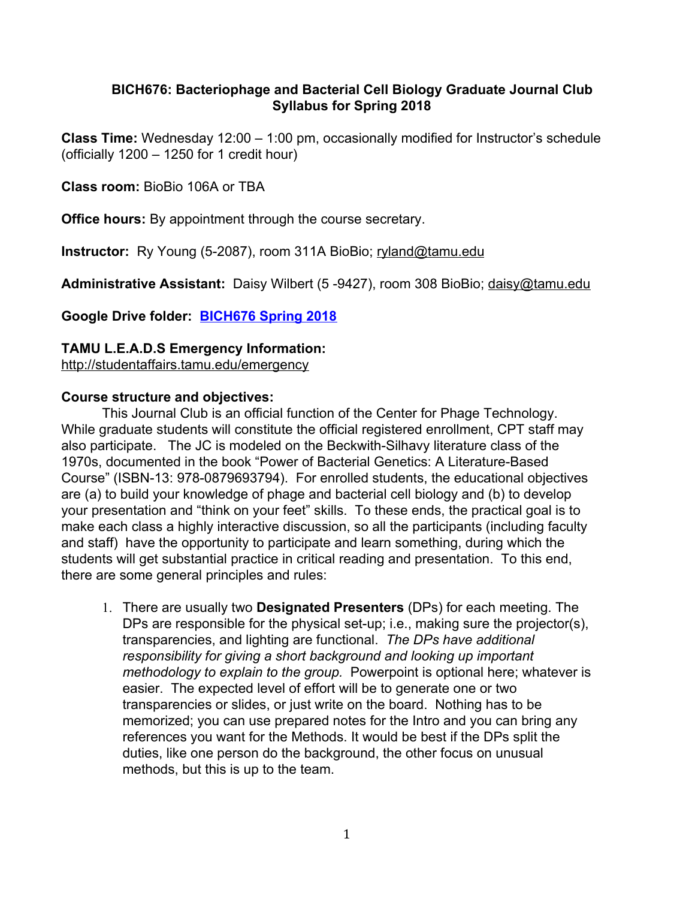## BICH676: Bacteriophage and Bacterial Cell Biology Graduate Journal Club Syllabus for Spring 2018

**Class Time:** Wednesday 12:00 – 1:00 pm, occasionally modified for Instructor's schedule (officially 1200 – 1250 for 1 credit hour)

**Class room:** BioBio 106A or TBA

**Office hours:** By appointment through the course secretary.

**Instructor:** Ry Young (5-2087), room 311A BioBio; ryland@tamu.edu

**Administrative Assistant:** Daisy Wilbert (5 -9427), room 308 BioBio; daisy@tamu.edu

**Google Drive folder:** **BICH676 Spring 2018**

**TAMU L.E.A.D.S Emergency Information:**
http://studentaffairs.tamu.edu/emergency

**Course structure and objectives:**

This Journal Club is an official function of the Center for Phage Technology. While graduate students will constitute the official registered enrollment, CPT staff may also participate. The JC is modeled on the Beckwith-Silhavy literature class of the 1970s, documented in the book "Power of Bacterial Genetics: A Literature-Based Course" (ISBN-13: 978-0879693794). For enrolled students, the educational objectives are (a) to build your knowledge of phage and bacterial cell biology and (b) to develop your presentation and "think on your feet" skills. To these ends, the practical goal is to make each class a highly interactive discussion, so all the participants (including faculty and staff) have the opportunity to participate and learn something, during which the students will get substantial practice in critical reading and presentation. To this end, there are some general principles and rules:

1. There are usually two **Designated Presenters** (DPs) for each meeting. The DPs are responsible for the physical set-up; i.e., making sure the projector(s), transparencies, and lighting are functional. *The DPs have additional responsibility for giving a short background and looking up important methodology to explain to the group.* Powerpoint is optional here; whatever is easier. The expected level of effort will be to generate one or two transparencies or slides, or just write on the board. Nothing has to be memorized; you can use prepared notes for the Intro and you can bring any references you want for the Methods. It would be best if the DPs split the duties, like one person do the background, the other focus on unusual methods, but this is up to the team.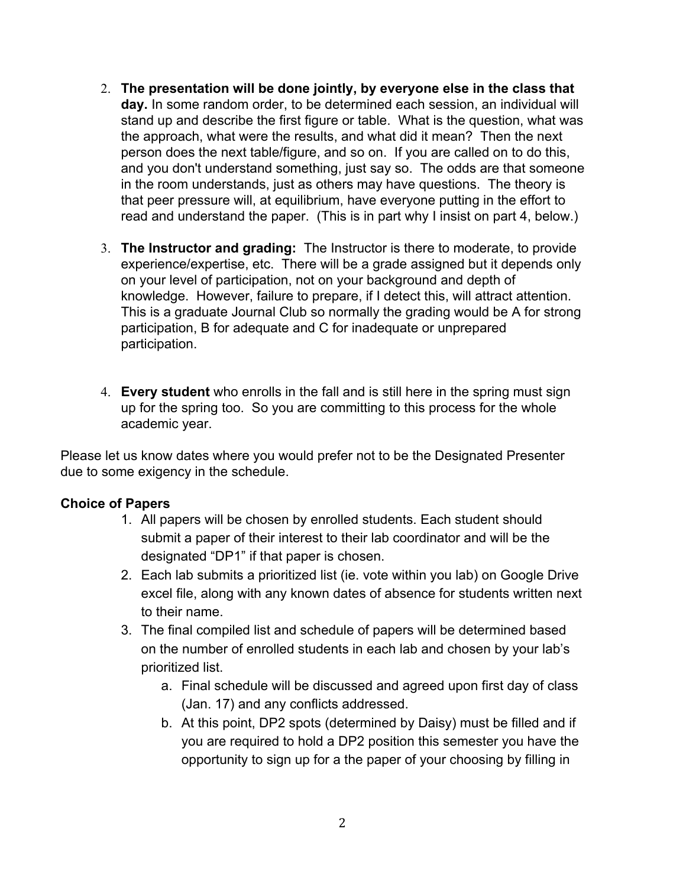2. **The presentation will be done jointly, by everyone else in the class that day.** In some random order, to be determined each session, an individual will stand up and describe the first figure or table. What is the question, what was the approach, what were the results, and what did it mean? Then the next person does the next table/figure, and so on. If you are called on to do this, and you don't understand something, just say so. The odds are that someone in the room understands, just as others may have questions. The theory is that peer pressure will, at equilibrium, have everyone putting in the effort to read and understand the paper. (This is in part why I insist on part 4, below.)

3. **The Instructor and grading:** The Instructor is there to moderate, to provide experience/expertise, etc. There will be a grade assigned but it depends only on your level of participation, not on your background and depth of knowledge. However, failure to prepare, if I detect this, will attract attention. This is a graduate Journal Club so normally the grading would be A for strong participation, B for adequate and C for inadequate or unprepared participation.

4. **Every student** who enrolls in the fall and is still here in the spring must sign up for the spring too. So you are committing to this process for the whole academic year.

Please let us know dates where you would prefer not to be the Designated Presenter due to some exigency in the schedule.

**Choice of Papers**

1. All papers will be chosen by enrolled students. Each student should submit a paper of their interest to their lab coordinator and will be the designated "DP1" if that paper is chosen.
2. Each lab submits a prioritized list (ie. vote within you lab) on Google Drive excel file, along with any known dates of absence for students written next to their name.
3. The final compiled list and schedule of papers will be determined based on the number of enrolled students in each lab and chosen by your lab's prioritized list.
   a. Final schedule will be discussed and agreed upon first day of class (Jan. 17) and any conflicts addressed.
   b. At this point, DP2 spots (determined by Daisy) must be filled and if you are required to hold a DP2 position this semester you have the opportunity to sign up for a the paper of your choosing by filling in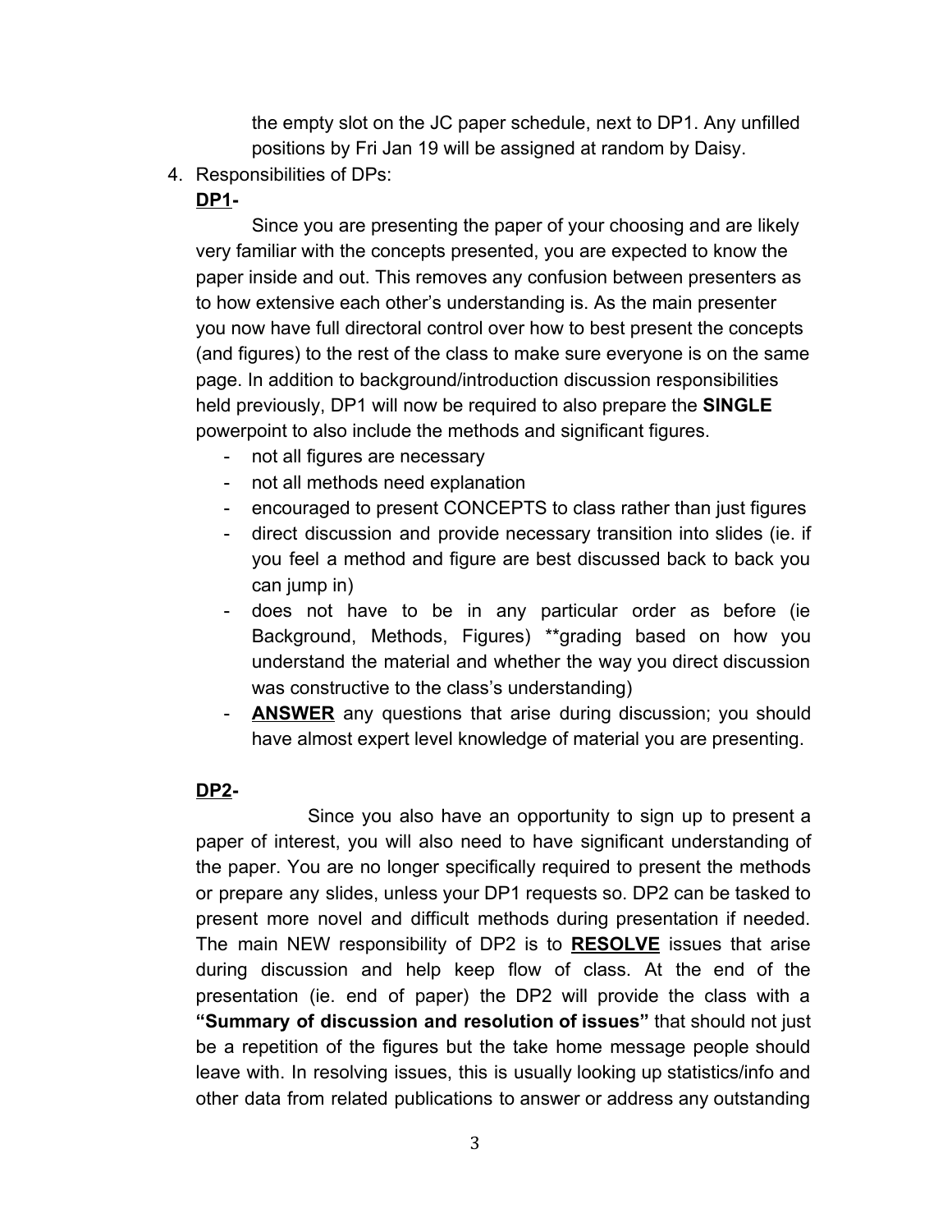the empty slot on the JC paper schedule, next to DP1. Any unfilled positions by Fri Jan 19 will be assigned at random by Daisy.

4. Responsibilities of DPs:

**DP1-**

Since you are presenting the paper of your choosing and are likely very familiar with the concepts presented, you are expected to know the paper inside and out. This removes any confusion between presenters as to how extensive each other's understanding is. As the main presenter you now have full directoral control over how to best present the concepts (and figures) to the rest of the class to make sure everyone is on the same page. In addition to background/introduction discussion responsibilities held previously, DP1 will now be required to also prepare the **SINGLE** powerpoint to also include the methods and significant figures.

- not all figures are necessary
- not all methods need explanation
- encouraged to present CONCEPTS to class rather than just figures
- direct discussion and provide necessary transition into slides (ie. if you feel a method and figure are best discussed back to back you can jump in)
- does not have to be in any particular order as before (ie Background, Methods, Figures) **grading based on how you understand the material and whether the way you direct discussion was constructive to the class's understanding)
- **ANSWER** any questions that arise during discussion; you should have almost expert level knowledge of material you are presenting.

**DP2-**

Since you also have an opportunity to sign up to present a paper of interest, you will also need to have significant understanding of the paper. You are no longer specifically required to present the methods or prepare any slides, unless your DP1 requests so. DP2 can be tasked to present more novel and difficult methods during presentation if needed. The main NEW responsibility of DP2 is to **RESOLVE** issues that arise during discussion and help keep flow of class. At the end of the presentation (ie. end of paper) the DP2 will provide the class with a **"Summary of discussion and resolution of issues"** that should not just be a repetition of the figures but the take home message people should leave with. In resolving issues, this is usually looking up statistics/info and other data from related publications to answer or address any outstanding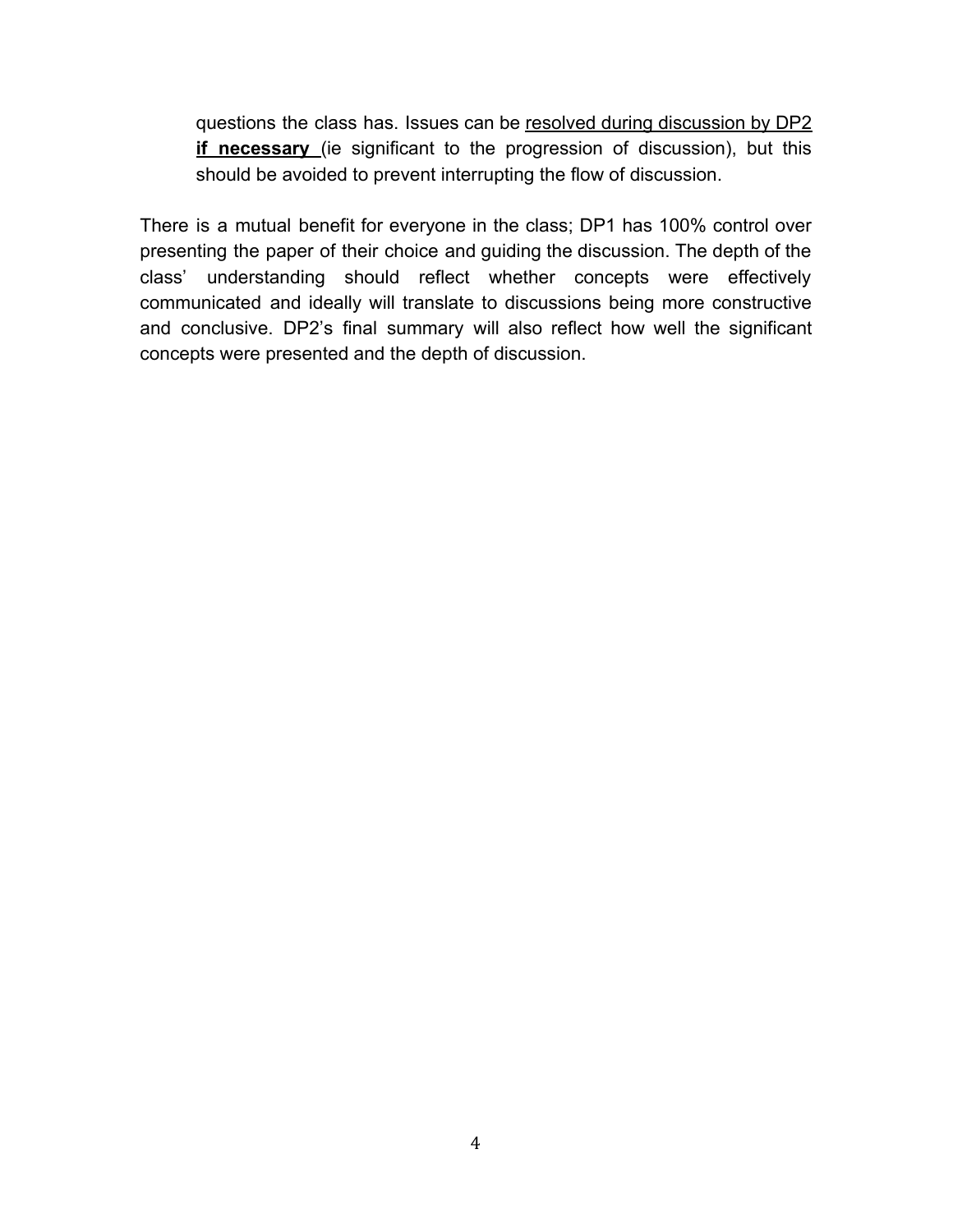questions the class has. Issues can be <u>resolved during discussion by DP2</u> <u>**if necessary**</u> (ie significant to the progression of discussion), but this should be avoided to prevent interrupting the flow of discussion.

There is a mutual benefit for everyone in the class; DP1 has 100% control over presenting the paper of their choice and guiding the discussion. The depth of the class' understanding should reflect whether concepts were effectively communicated and ideally will translate to discussions being more constructive and conclusive. DP2's final summary will also reflect how well the significant concepts were presented and the depth of discussion.